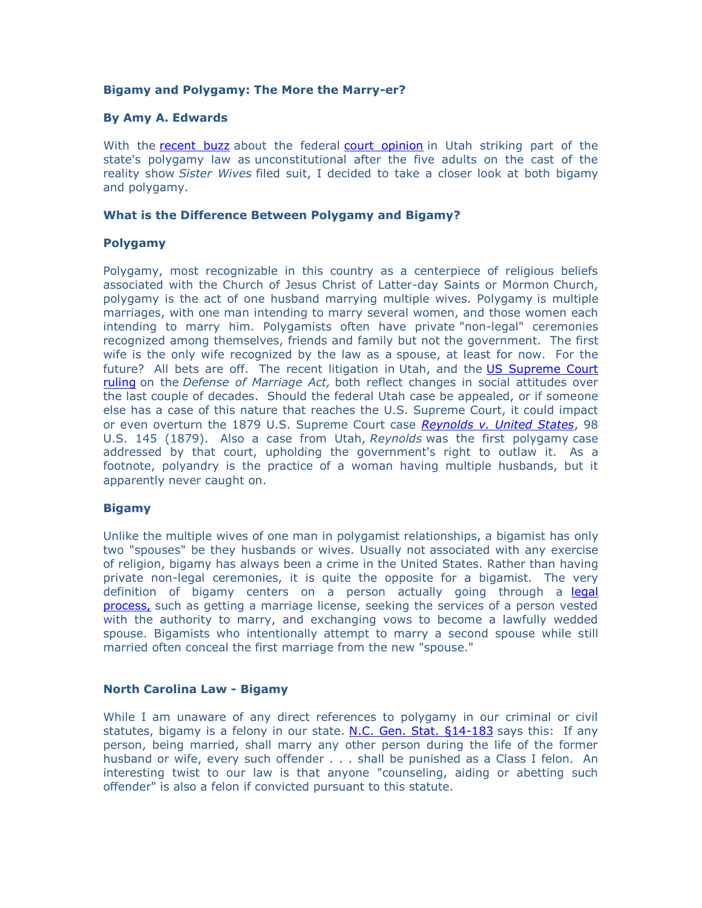**Bigamy and Polygamy: The More the Marry-er?**

**By Amy A. Edwards**

With the recent buzz about the federal court opinion in Utah striking part of the state's polygamy law as unconstitutional after the five adults on the cast of the reality show *Sister Wives* filed suit, I decided to take a closer look at both bigamy and polygamy.

### What is the Difference Between Polygamy and Bigamy?

### Polygamy

Polygamy, most recognizable in this country as a centerpiece of religious beliefs associated with the Church of Jesus Christ of Latter-day Saints or Mormon Church, polygamy is the act of one husband marrying multiple wives. Polygamy is multiple marriages, with one man intending to marry several women, and those women each intending to marry him. Polygamists often have private "non-legal" ceremonies recognized among themselves, friends and family but not the government. The first wife is the only wife recognized by the law as a spouse, at least for now. For the future? All bets are off. The recent litigation in Utah, and the US Supreme Court ruling on the *Defense of Marriage Act,* both reflect changes in social attitudes over the last couple of decades. Should the federal Utah case be appealed, or if someone else has a case of this nature that reaches the U.S. Supreme Court, it could impact or even overturn the 1879 U.S. Supreme Court case ***Reynolds v. United States***, 98 U.S. 145 (1879). Also a case from Utah, *Reynolds* was the first polygamy case addressed by that court, upholding the government's right to outlaw it. As a footnote, polyandry is the practice of a woman having multiple husbands, but it apparently never caught on.

### Bigamy

Unlike the multiple wives of one man in polygamist relationships, a bigamist has only two "spouses" be they husbands or wives. Usually not associated with any exercise of religion, bigamy has always been a crime in the United States. Rather than having private non-legal ceremonies, it is quite the opposite for a bigamist. The very definition of bigamy centers on a person actually going through a legal process, such as getting a marriage license, seeking the services of a person vested with the authority to marry, and exchanging vows to become a lawfully wedded spouse. Bigamists who intentionally attempt to marry a second spouse while still married often conceal the first marriage from the new "spouse."

### North Carolina Law - Bigamy

While I am unaware of any direct references to polygamy in our criminal or civil statutes, bigamy is a felony in our state. N.C. Gen. Stat. §14-183 says this: If any person, being married, shall marry any other person during the life of the former husband or wife, every such offender . . . shall be punished as a Class I felon. An interesting twist to our law is that anyone "counseling, aiding or abetting such offender" is also a felon if convicted pursuant to this statute.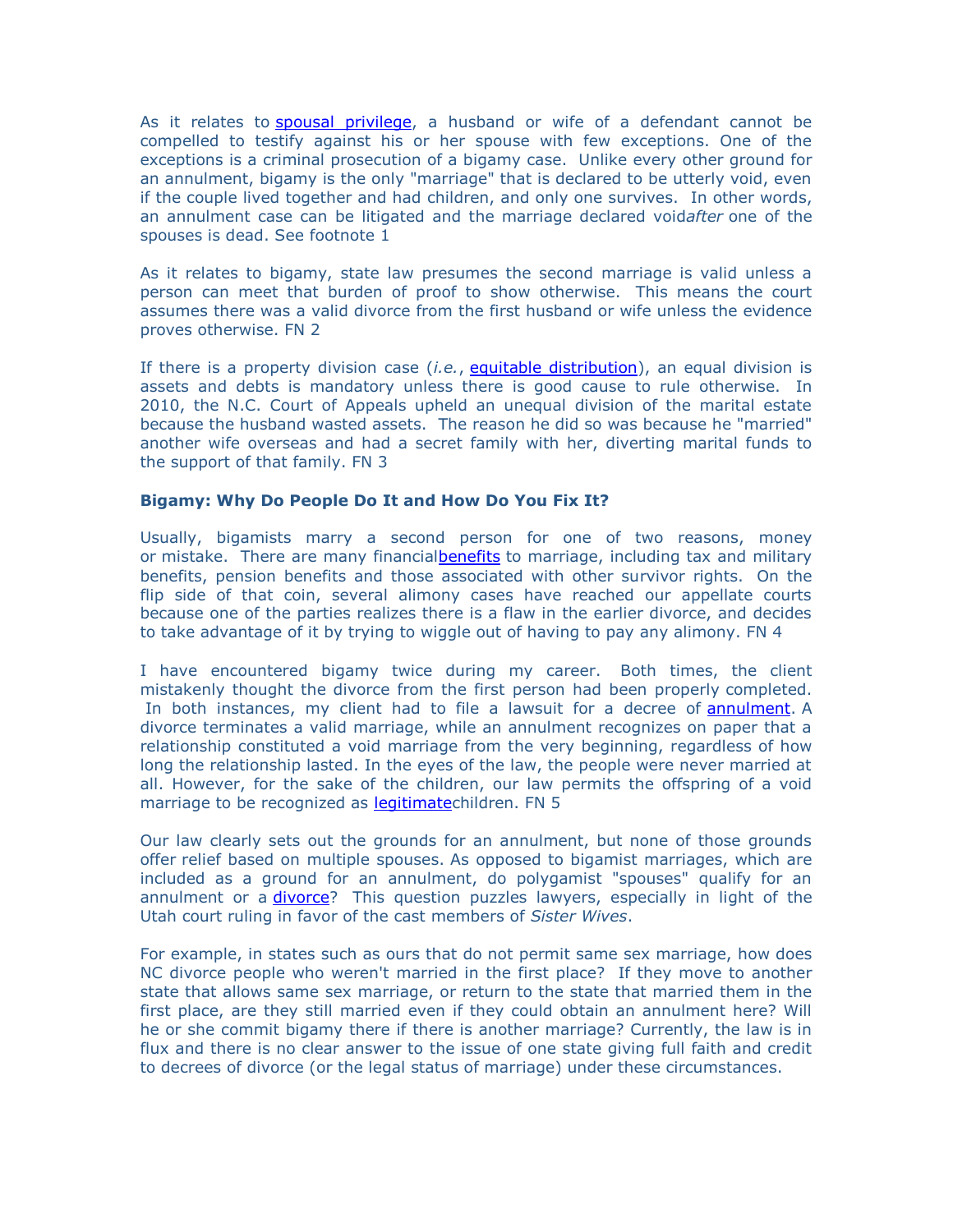As it relates to spousal privilege, a husband or wife of a defendant cannot be compelled to testify against his or her spouse with few exceptions. One of the exceptions is a criminal prosecution of a bigamy case. Unlike every other ground for an annulment, bigamy is the only "marriage" that is declared to be utterly void, even if the couple lived together and had children, and only one survives. In other words, an annulment case can be litigated and the marriage declared void*after* one of the spouses is dead. See footnote 1

As it relates to bigamy, state law presumes the second marriage is valid unless a person can meet that burden of proof to show otherwise. This means the court assumes there was a valid divorce from the first husband or wife unless the evidence proves otherwise. FN 2

If there is a property division case (*i.e.*, equitable distribution), an equal division is assets and debts is mandatory unless there is good cause to rule otherwise. In 2010, the N.C. Court of Appeals upheld an unequal division of the marital estate because the husband wasted assets. The reason he did so was because he "married" another wife overseas and had a secret family with her, diverting marital funds to the support of that family. FN 3

**Bigamy: Why Do People Do It and How Do You Fix It?**

Usually, bigamists marry a second person for one of two reasons, money or mistake. There are many financialbenefits to marriage, including tax and military benefits, pension benefits and those associated with other survivor rights. On the flip side of that coin, several alimony cases have reached our appellate courts because one of the parties realizes there is a flaw in the earlier divorce, and decides to take advantage of it by trying to wiggle out of having to pay any alimony. FN 4

I have encountered bigamy twice during my career. Both times, the client mistakenly thought the divorce from the first person had been properly completed. In both instances, my client had to file a lawsuit for a decree of annulment. A divorce terminates a valid marriage, while an annulment recognizes on paper that a relationship constituted a void marriage from the very beginning, regardless of how long the relationship lasted. In the eyes of the law, the people were never married at all. However, for the sake of the children, our law permits the offspring of a void marriage to be recognized as legitimatechildren. FN 5

Our law clearly sets out the grounds for an annulment, but none of those grounds offer relief based on multiple spouses. As opposed to bigamist marriages, which are included as a ground for an annulment, do polygamist "spouses" qualify for an annulment or a divorce? This question puzzles lawyers, especially in light of the Utah court ruling in favor of the cast members of *Sister Wives*.

For example, in states such as ours that do not permit same sex marriage, how does NC divorce people who weren't married in the first place? If they move to another state that allows same sex marriage, or return to the state that married them in the first place, are they still married even if they could obtain an annulment here? Will he or she commit bigamy there if there is another marriage? Currently, the law is in flux and there is no clear answer to the issue of one state giving full faith and credit to decrees of divorce (or the legal status of marriage) under these circumstances.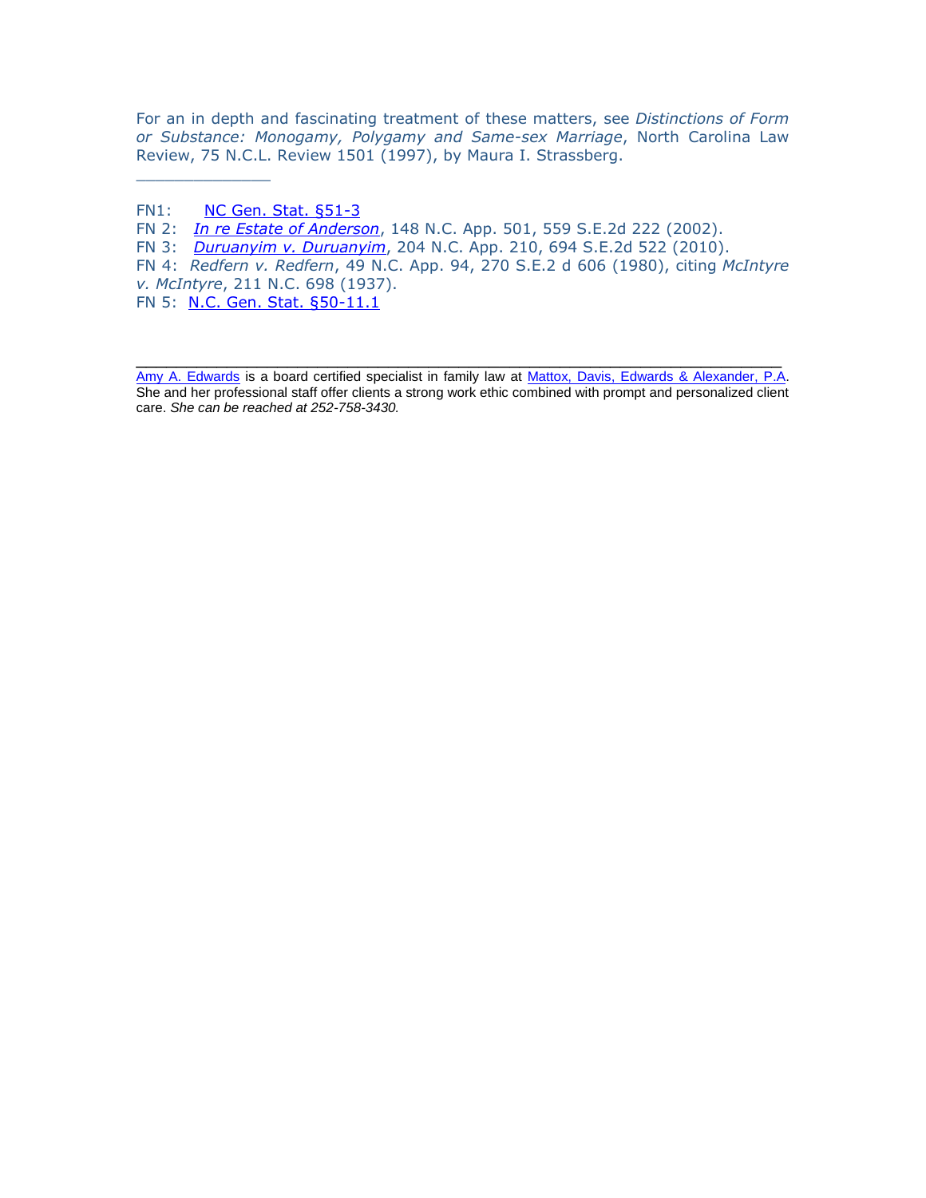For an in depth and fascinating treatment of these matters, see *Distinctions of Form or Substance: Monogamy, Polygamy and Same-sex Marriage*, North Carolina Law Review, 75 N.C.L. Review 1501 (1997), by Maura I. Strassberg.

______________

FN1: NC Gen. Stat. §51-3

FN 2: *In re Estate of Anderson*, 148 N.C. App. 501, 559 S.E.2d 222 (2002).

FN 3: *Duruanyim v. Duruanyim*, 204 N.C. App. 210, 694 S.E.2d 522 (2010).

FN 4: *Redfern v. Redfern*, 49 N.C. App. 94, 270 S.E.2 d 606 (1980), citing *McIntyre v. McIntyre*, 211 N.C. 698 (1937).

FN 5: N.C. Gen. Stat. §50-11.1

---

Amy A. Edwards is a board certified specialist in family law at Mattox, Davis, Edwards & Alexander, P.A. She and her professional staff offer clients a strong work ethic combined with prompt and personalized client care. *She can be reached at 252-758-3430.*